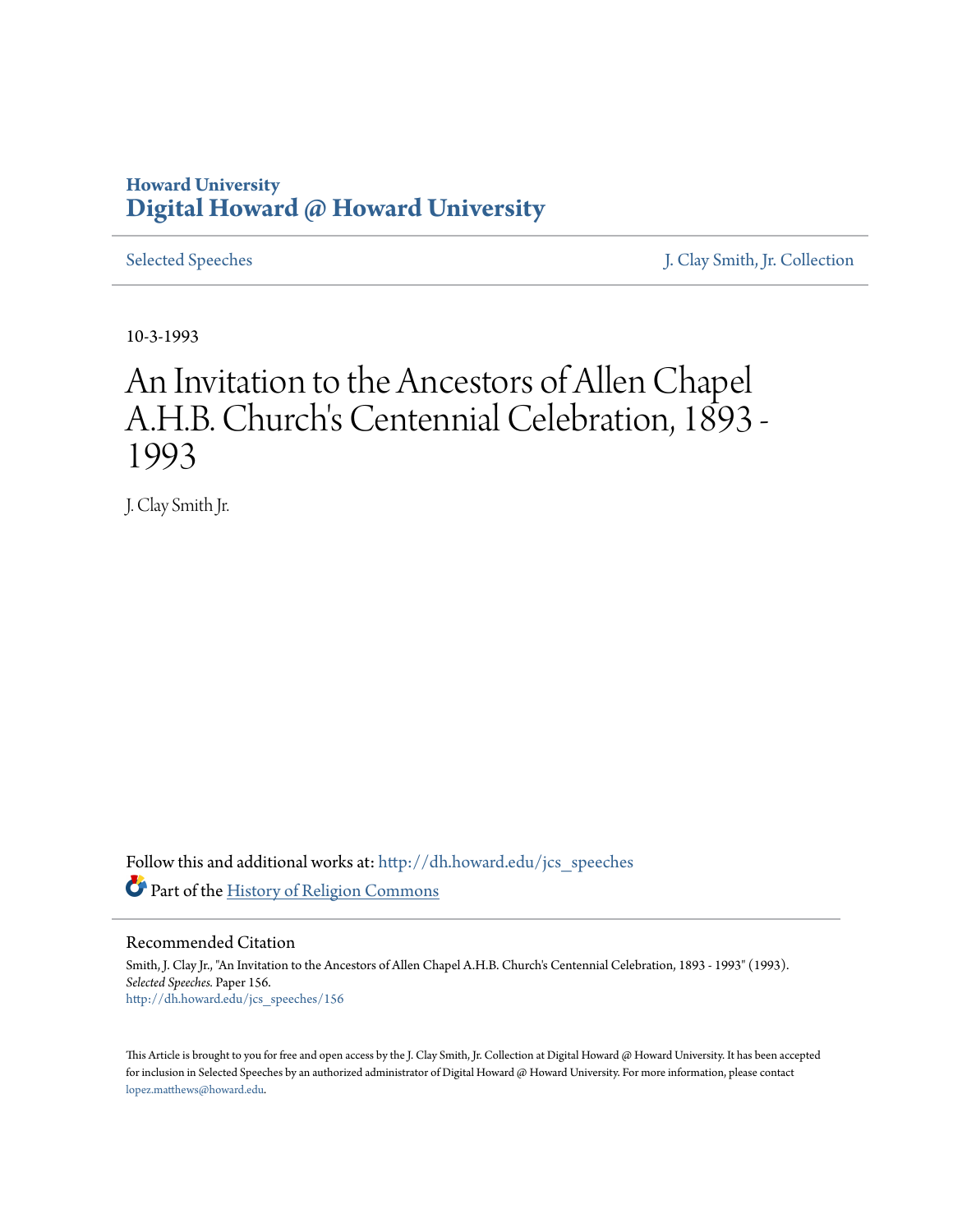**Howard University**
**Digital Howard @ Howard University**

Selected Speeches | J. Clay Smith, Jr. Collection

10-3-1993

# An Invitation to the Ancestors of Allen Chapel A.H.B. Church's Centennial Celebration, 1893 - 1993

J. Clay Smith Jr.

Follow this and additional works at: http://dh.howard.edu/jcs_speeches

Part of the History of Religion Commons

## Recommended Citation

Smith, J. Clay Jr., "An Invitation to the Ancestors of Allen Chapel A.H.B. Church's Centennial Celebration, 1893 - 1993" (1993). *Selected Speeches.* Paper 156.
http://dh.howard.edu/jcs_speeches/156

This Article is brought to you for free and open access by the J. Clay Smith, Jr. Collection at Digital Howard @ Howard University. It has been accepted for inclusion in Selected Speeches by an authorized administrator of Digital Howard @ Howard University. For more information, please contact lopez.matthews@howard.edu.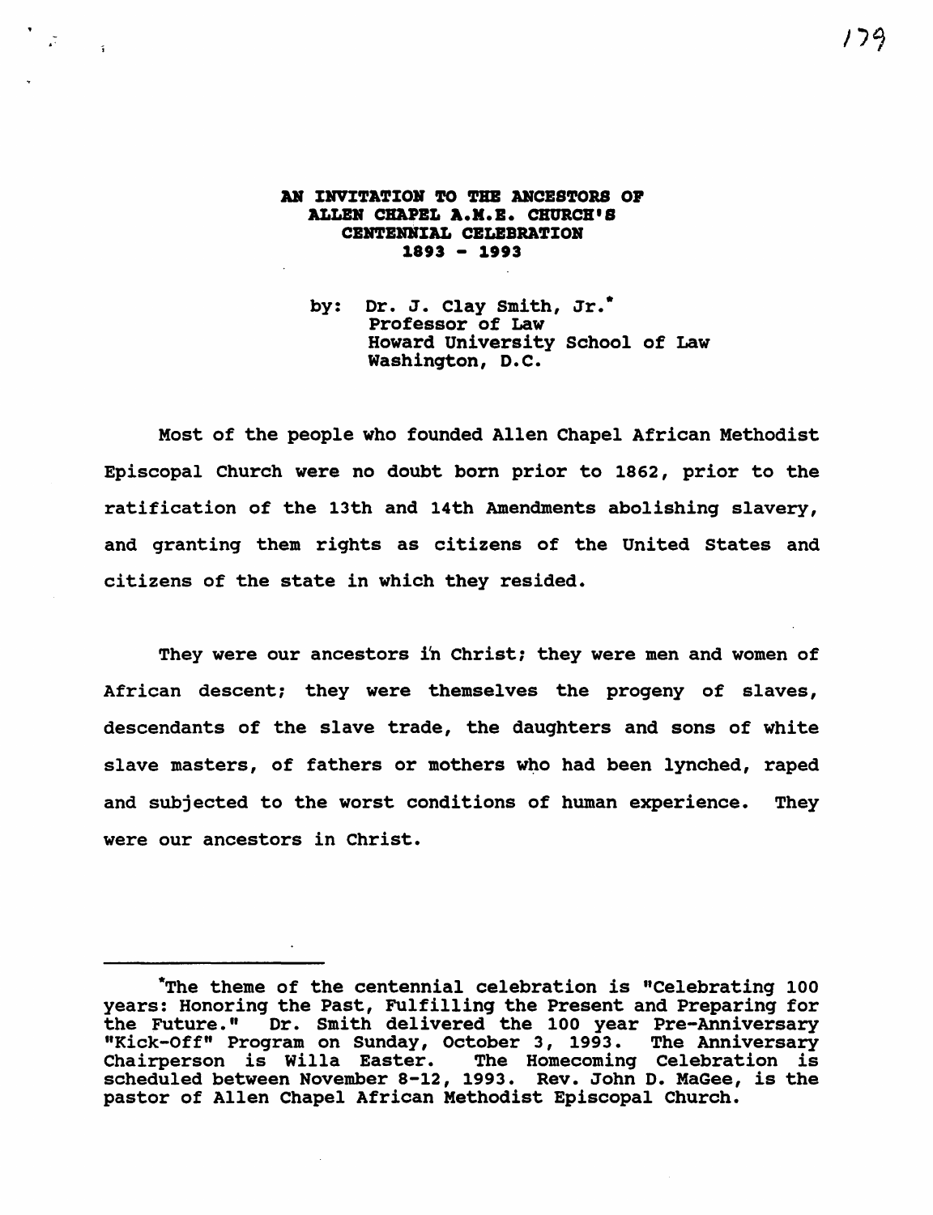# AN INVITATION TO THE ANCESTORS OF ALLEN CHAPEL A.M.E. CHURCH'S CENTENNIAL CELEBRATION 1893 - 1993

by: Dr. J. Clay Smith, Jr.*
Professor of Law
Howard University School of Law
Washington, D.C.

Most of the people who founded Allen Chapel African Methodist Episcopal Church were no doubt born prior to 1862, prior to the ratification of the 13th and 14th Amendments abolishing slavery, and granting them rights as citizens of the United States and citizens of the state in which they resided.

They were our ancestors in Christ; they were men and women of African descent; they were themselves the progeny of slaves, descendants of the slave trade, the daughters and sons of white slave masters, of fathers or mothers who had been lynched, raped and subjected to the worst conditions of human experience. They were our ancestors in Christ.

---

*The theme of the centennial celebration is "Celebrating 100 years: Honoring the Past, Fulfilling the Present and Preparing for the Future." Dr. Smith delivered the 100 year Pre-Anniversary "Kick-Off" Program on Sunday, October 3, 1993. The Anniversary Chairperson is Willa Easter. The Homecoming Celebration is scheduled between November 8-12, 1993. Rev. John D. MaGee, is the pastor of Allen Chapel African Methodist Episcopal Church.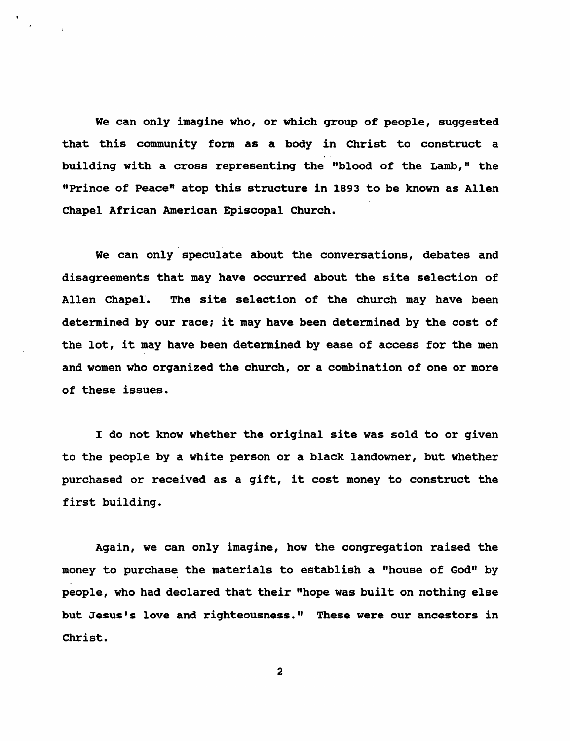We can only imagine who, or which group of people, suggested that this community form as a body in Christ to construct a building with a cross representing the "blood of the Lamb," the "Prince of Peace" atop this structure in 1893 to be known as Allen Chapel African American Episcopal Church.

We can only speculate about the conversations, debates and disagreements that may have occurred about the site selection of Allen Chapel. The site selection of the church may have been determined by our race; it may have been determined by the cost of the lot, it may have been determined by ease of access for the men and women who organized the church, or a combination of one or more of these issues.

I do not know whether the original site was sold to or given to the people by a white person or a black landowner, but whether purchased or received as a gift, it cost money to construct the first building.

Again, we can only imagine, how the congregation raised the money to purchase the materials to establish a "house of God" by people, who had declared that their "hope was built on nothing else but Jesus's love and righteousness." These were our ancestors in Christ.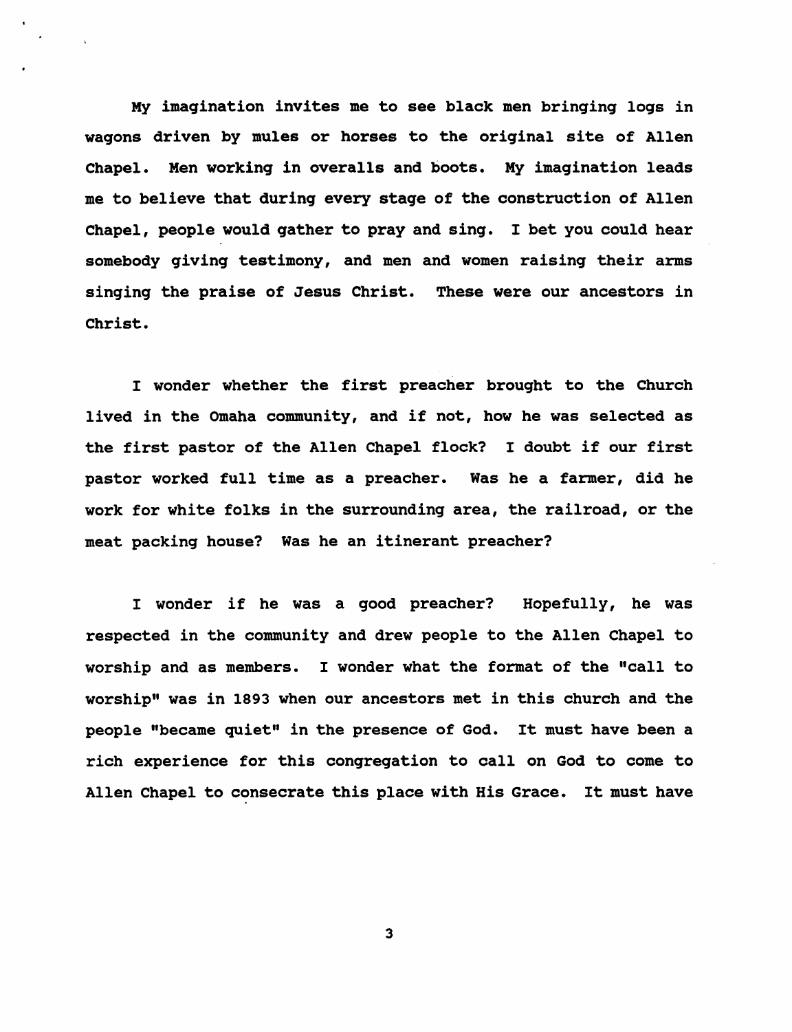My imagination invites me to see black men bringing logs in wagons driven by mules or horses to the original site of Allen Chapel. Men working in overalls and boots. My imagination leads me to believe that during every stage of the construction of Allen Chapel, people would gather to pray and sing. I bet you could hear somebody giving testimony, and men and women raising their arms singing the praise of Jesus Christ. These were our ancestors in Christ.

I wonder whether the first preacher brought to the Church lived in the Omaha community, and if not, how he was selected as the first pastor of the Allen Chapel flock? I doubt if our first pastor worked full time as a preacher. Was he a farmer, did he work for white folks in the surrounding area, the railroad, or the meat packing house? Was he an itinerant preacher?

I wonder if he was a good preacher? Hopefully, he was respected in the community and drew people to the Allen Chapel to worship and as members. I wonder what the format of the "call to worship" was in 1893 when our ancestors met in this church and the people "became quiet" in the presence of God. It must have been a rich experience for this congregation to call on God to come to Allen Chapel to consecrate this place with His Grace. It must have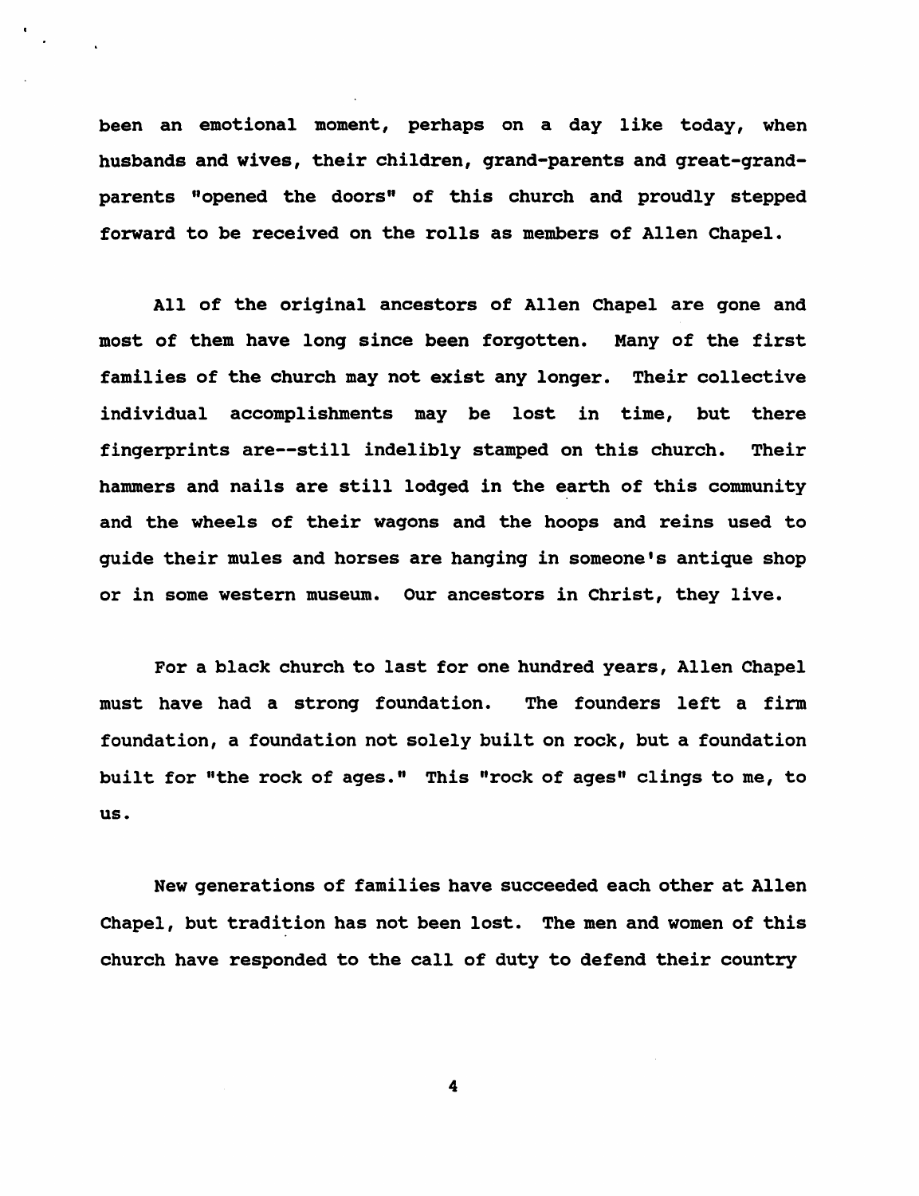been an emotional moment, perhaps on a day like today, when husbands and wives, their children, grand-parents and great-grand-parents "opened the doors" of this church and proudly stepped forward to be received on the rolls as members of Allen Chapel.

All of the original ancestors of Allen Chapel are gone and most of them have long since been forgotten. Many of the first families of the church may not exist any longer. Their collective individual accomplishments may be lost in time, but there fingerprints are--still indelibly stamped on this church. Their hammers and nails are still lodged in the earth of this community and the wheels of their wagons and the hoops and reins used to guide their mules and horses are hanging in someone's antique shop or in some western museum. Our ancestors in Christ, they live.

For a black church to last for one hundred years, Allen Chapel must have had a strong foundation. The founders left a firm foundation, a foundation not solely built on rock, but a foundation built for "the rock of ages." This "rock of ages" clings to me, to us.

New generations of families have succeeded each other at Allen Chapel, but tradition has not been lost. The men and women of this church have responded to the call of duty to defend their country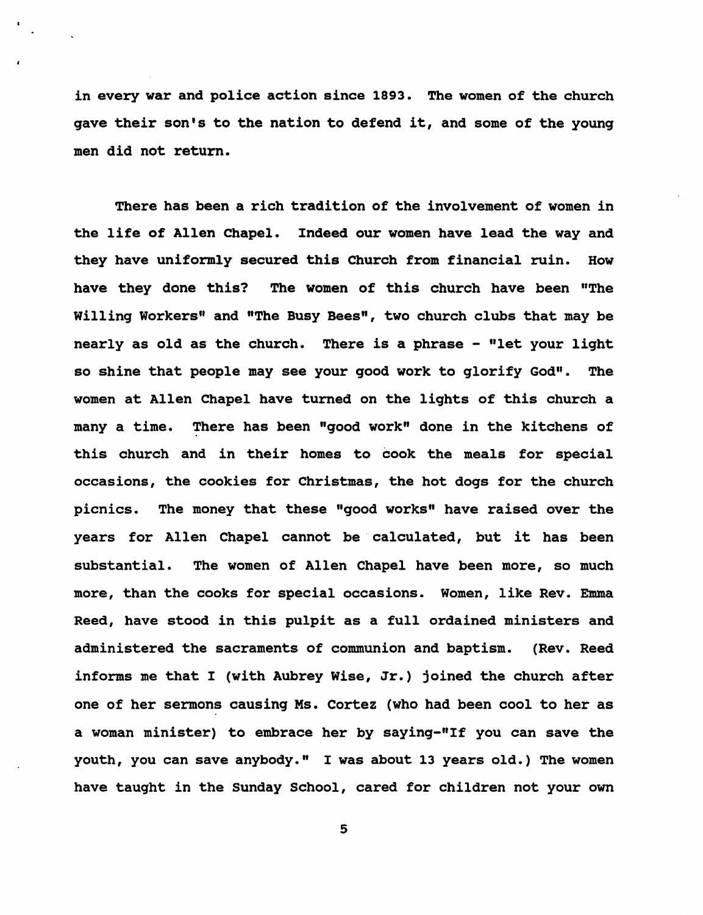in every war and police action since 1893. The women of the church gave their son's to the nation to defend it, and some of the young men did not return.

There has been a rich tradition of the involvement of women in the life of Allen Chapel. Indeed our women have lead the way and they have uniformly secured this Church from financial ruin. How have they done this? The women of this church have been "The Willing Workers" and "The Busy Bees", two church clubs that may be nearly as old as the church. There is a phrase - "let your light so shine that people may see your good work to glorify God". The women at Allen Chapel have turned on the lights of this church a many a time. There has been "good work" done in the kitchens of this church and in their homes to cook the meals for special occasions, the cookies for Christmas, the hot dogs for the church picnics. The money that these "good works" have raised over the years for Allen Chapel cannot be calculated, but it has been substantial. The women of Allen Chapel have been more, so much more, than the cooks for special occasions. Women, like Rev. Emma Reed, have stood in this pulpit as a full ordained ministers and administered the sacraments of communion and baptism. (Rev. Reed informs me that I (with Aubrey Wise, Jr.) joined the church after one of her sermons causing Ms. Cortez (who had been cool to her as a woman minister) to embrace her by saying-"If you can save the youth, you can save anybody." I was about 13 years old.) The women have taught in the Sunday School, cared for children not your own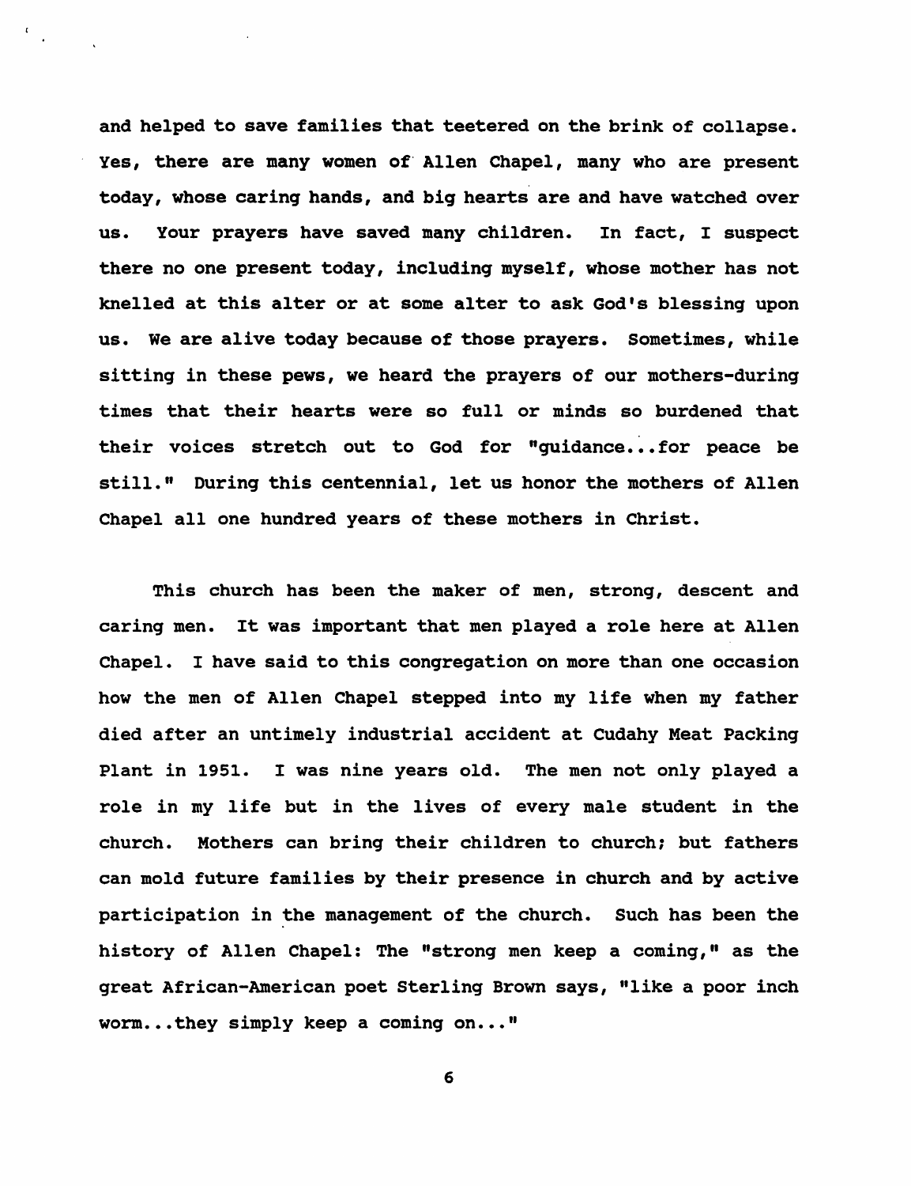and helped to save families that teetered on the brink of collapse. Yes, there are many women of Allen Chapel, many who are present today, whose caring hands, and big hearts are and have watched over us. Your prayers have saved many children. In fact, I suspect there no one present today, including myself, whose mother has not knelled at this alter or at some alter to ask God's blessing upon us. We are alive today because of those prayers. Sometimes, while sitting in these pews, we heard the prayers of our mothers-during times that their hearts were so full or minds so burdened that their voices stretch out to God for "guidance...for peace be still." During this centennial, let us honor the mothers of Allen Chapel all one hundred years of these mothers in Christ.

This church has been the maker of men, strong, descent and caring men. It was important that men played a role here at Allen Chapel. I have said to this congregation on more than one occasion how the men of Allen Chapel stepped into my life when my father died after an untimely industrial accident at Cudahy Meat Packing Plant in 1951. I was nine years old. The men not only played a role in my life but in the lives of every male student in the church. Mothers can bring their children to church; but fathers can mold future families by their presence in church and by active participation in the management of the church. Such has been the history of Allen Chapel: The "strong men keep a coming," as the great African-American poet Sterling Brown says, "like a poor inch worm...they simply keep a coming on..."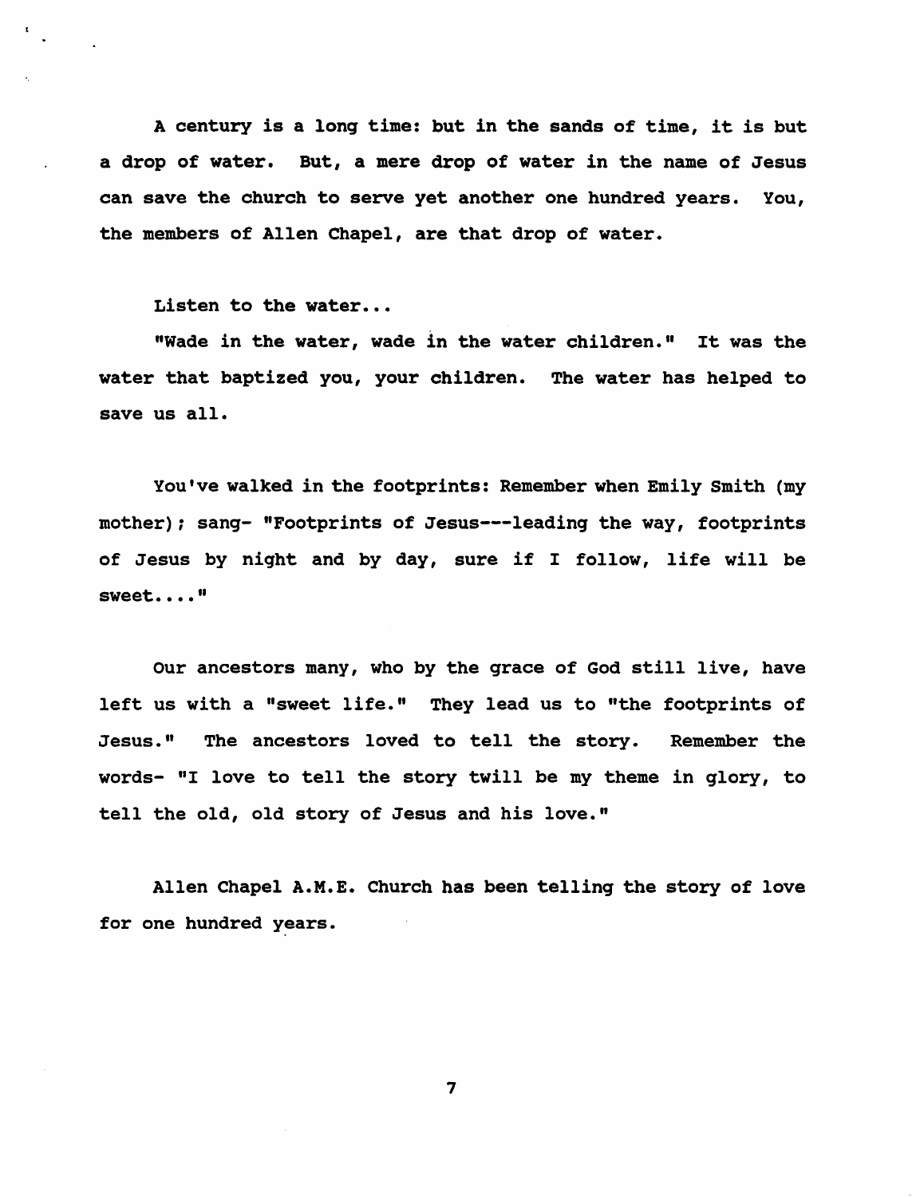A century is a long time: but in the sands of time, it is but a drop of water. But, a mere drop of water in the name of Jesus can save the church to serve yet another one hundred years. You, the members of Allen Chapel, are that drop of water.

Listen to the water...

"Wade in the water, wade in the water children." It was the water that baptized you, your children. The water has helped to save us all.

You've walked in the footprints: Remember when Emily Smith (my mother); sang- "Footprints of Jesus---leading the way, footprints of Jesus by night and by day, sure if I follow, life will be sweet...."

Our ancestors many, who by the grace of God still live, have left us with a "sweet life." They lead us to "the footprints of Jesus." The ancestors loved to tell the story. Remember the words- "I love to tell the story twill be my theme in glory, to tell the old, old story of Jesus and his love."

Allen Chapel A.M.E. Church has been telling the story of love for one hundred years.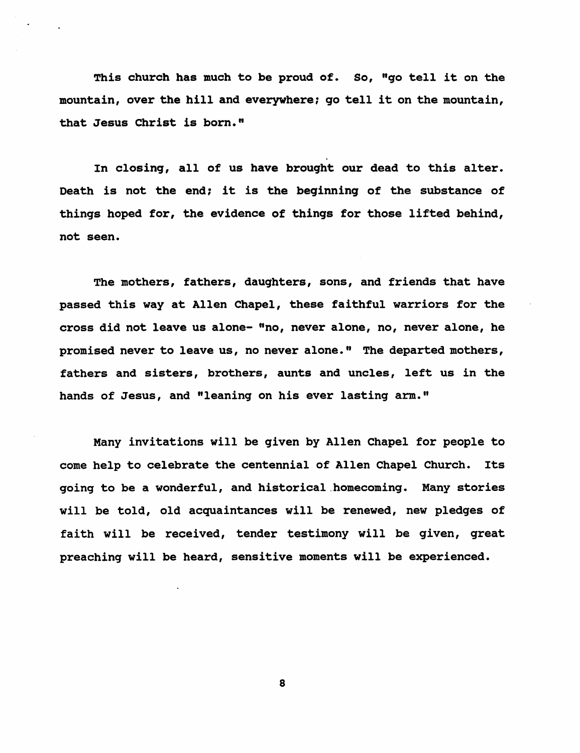This church has much to be proud of. So, "go tell it on the mountain, over the hill and everywhere; go tell it on the mountain, that Jesus Christ is born."

In closing, all of us have brought our dead to this alter. Death is not the end; it is the beginning of the substance of things hoped for, the evidence of things for those lifted behind, not seen.

The mothers, fathers, daughters, sons, and friends that have passed this way at Allen Chapel, these faithful warriors for the cross did not leave us alone- "no, never alone, no, never alone, he promised never to leave us, no never alone." The departed mothers, fathers and sisters, brothers, aunts and uncles, left us in the hands of Jesus, and "leaning on his ever lasting arm."

Many invitations will be given by Allen Chapel for people to come help to celebrate the centennial of Allen Chapel Church. Its going to be a wonderful, and historical homecoming. Many stories will be told, old acquaintances will be renewed, new pledges of faith will be received, tender testimony will be given, great preaching will be heard, sensitive moments will be experienced.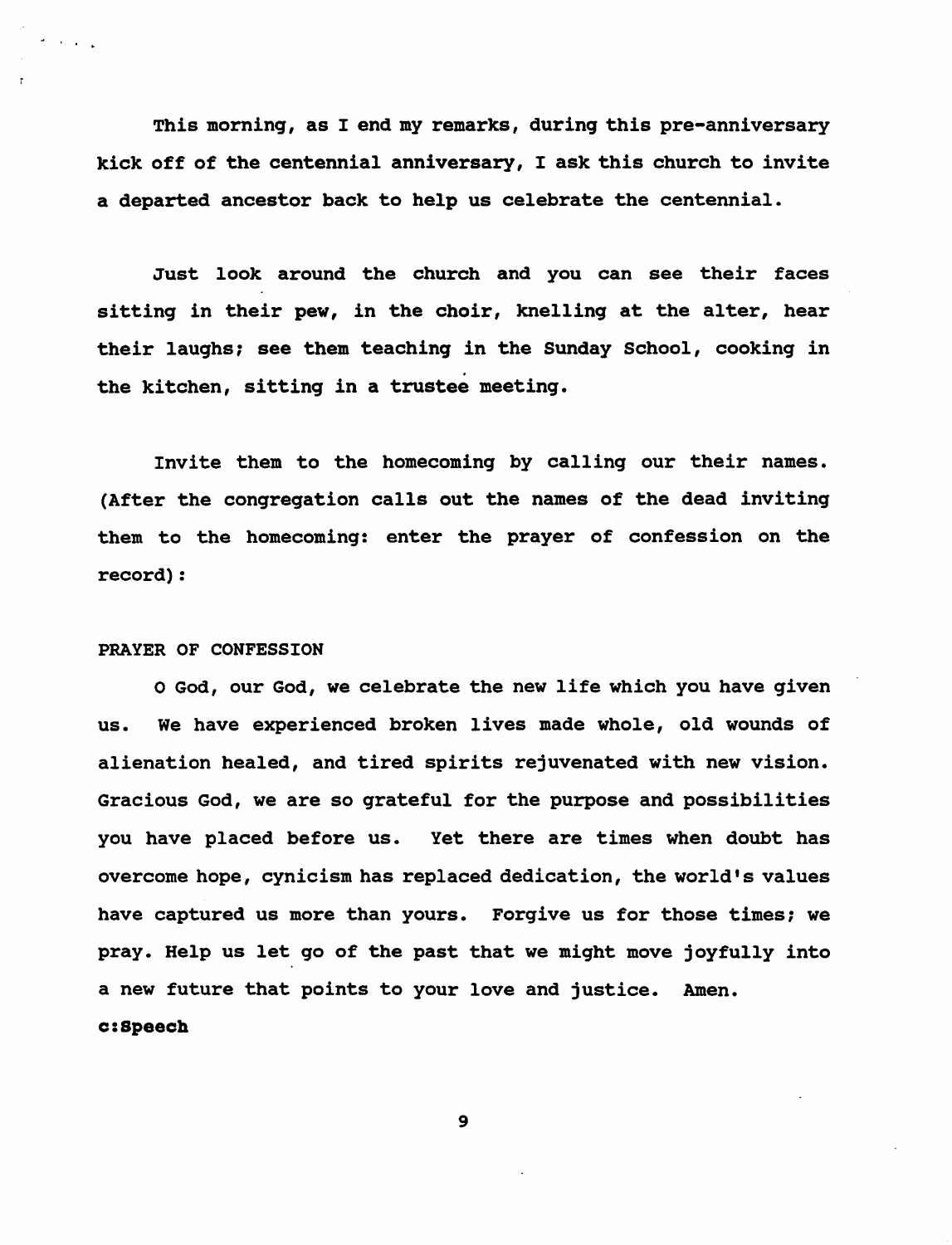This morning, as I end my remarks, during this pre-anniversary kick off of the centennial anniversary, I ask this church to invite a departed ancestor back to help us celebrate the centennial.

Just look around the church and you can see their faces sitting in their pew, in the choir, knelling at the alter, hear their laughs; see them teaching in the Sunday School, cooking in the kitchen, sitting in a trustee meeting.

Invite them to the homecoming by calling our their names. (After the congregation calls out the names of the dead inviting them to the homecoming: enter the prayer of confession on the record):

PRAYER OF CONFESSION

O God, our God, we celebrate the new life which you have given us. We have experienced broken lives made whole, old wounds of alienation healed, and tired spirits rejuvenated with new vision. Gracious God, we are so grateful for the purpose and possibilities you have placed before us. Yet there are times when doubt has overcome hope, cynicism has replaced dedication, the world's values have captured us more than yours. Forgive us for those times; we pray. Help us let go of the past that we might move joyfully into a new future that points to your love and justice. Amen.

**c:Speech**